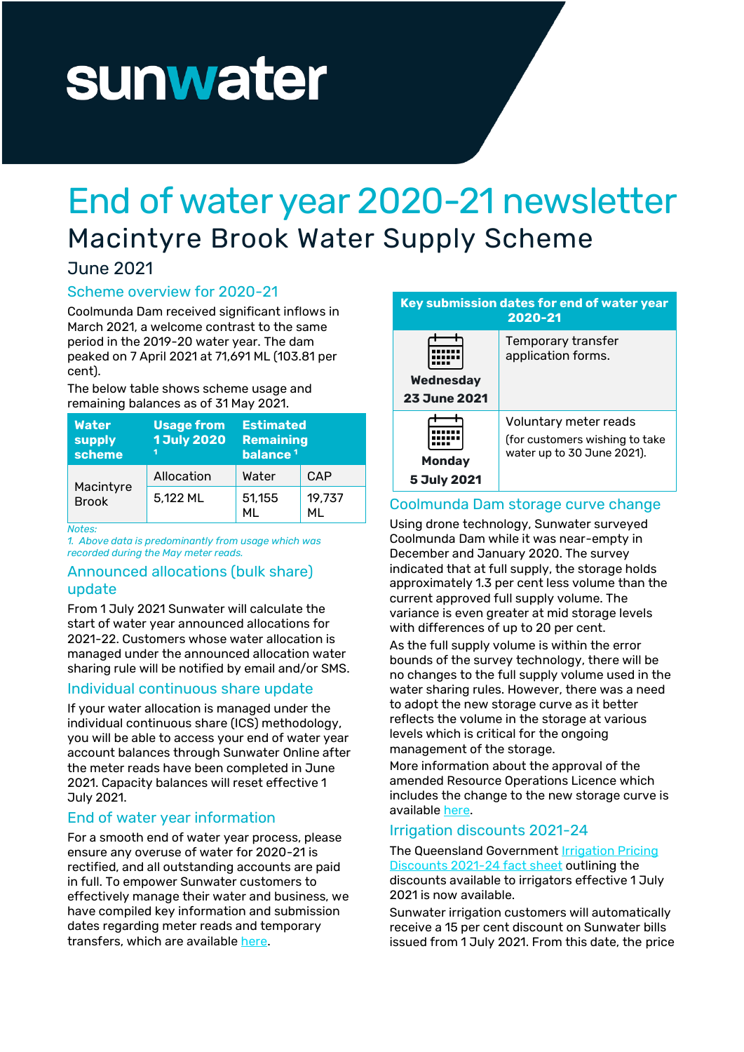# End of water year 2020-21 newsletter

## Macintyre Brook Water Supply Scheme

June 2021

### Scheme overview for 2020-21

Coolmunda Dam received significant inflows in March 2021, a welcome contrast to the same period in the 2019-20 water year. The dam peaked on 7 April 2021 at 71,691 ML (103.81 per cent).

The below table shows scheme usage and remaining balances as of 31 May 2021.

| Water supply scheme | Usage from 1 July 2020 [1] | Estimated Remaining balance [1] | |
|---|---|---|---|
| | Allocation | Water | CAP |
| Macintyre Brook | 5,122 ML | 51,155 ML | 19,737 ML |

*Notes:*
*1. Above data is predominantly from usage which was recorded during the May meter reads.*

### Announced allocations (bulk share) update

From 1 July 2021 Sunwater will calculate the start of water year announced allocations for 2021-22. Customers whose water allocation is managed under the announced allocation water sharing rule will be notified by email and/or SMS.

### Individual continuous share update

If your water allocation is managed under the individual continuous share (ICS) methodology, you will be able to access your end of water year account balances through Sunwater Online after the meter reads have been completed in June 2021. Capacity balances will reset effective 1 July 2021.

### End of water year information

For a smooth end of water year process, please ensure any overuse of water for 2020-21 is rectified, and all outstanding accounts are paid in full. To empower Sunwater customers to effectively manage their water and business, we have compiled key information and submission dates regarding meter reads and temporary transfers, which are available here.

| Key submission dates for end of water year 2020-21 | |
|---|---|
| **Wednesday 23 June 2021** | Temporary transfer application forms. |
| **Monday 5 July 2021** | Voluntary meter reads (for customers wishing to take water up to 30 June 2021). |

### Coolmunda Dam storage curve change

Using drone technology, Sunwater surveyed Coolmunda Dam while it was near-empty in December and January 2020. The survey indicated that at full supply, the storage holds approximately 1.3 per cent less volume than the current approved full supply volume. The variance is even greater at mid storage levels with differences of up to 20 per cent.

As the full supply volume is within the error bounds of the survey technology, there will be no changes to the full supply volume used in the water sharing rules. However, there was a need to adopt the new storage curve as it better reflects the volume in the storage at various levels which is critical for the ongoing management of the storage.

More information about the approval of the amended Resource Operations Licence which includes the change to the new storage curve is available here.

### Irrigation discounts 2021-24

The Queensland Government Irrigation Pricing Discounts 2021-24 fact sheet outlining the discounts available to irrigators effective 1 July 2021 is now available.

Sunwater irrigation customers will automatically receive a 15 per cent discount on Sunwater bills issued from 1 July 2021. From this date, the price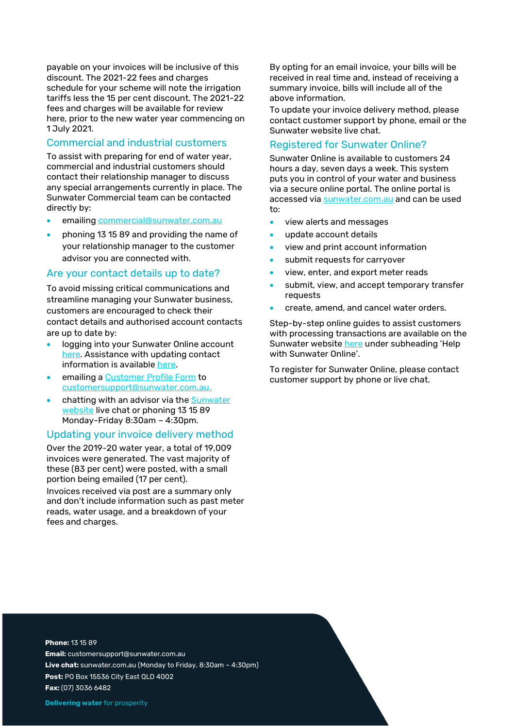payable on your invoices will be inclusive of this discount. The 2021-22 fees and charges schedule for your scheme will note the irrigation tariffs less the 15 per cent discount. The 2021-22 fees and charges will be available for review here, prior to the new water year commencing on 1 July 2021.

## Commercial and industrial customers

To assist with preparing for end of water year, commercial and industrial customers should contact their relationship manager to discuss any special arrangements currently in place. The Sunwater Commercial team can be contacted directly by:

- emailing commercial@sunwater.com.au
- phoning 13 15 89 and providing the name of your relationship manager to the customer advisor you are connected with.

## Are your contact details up to date?

To avoid missing critical communications and streamline managing your Sunwater business, customers are encouraged to check their contact details and authorised account contacts are up to date by:

- logging into your Sunwater Online account here. Assistance with updating contact information is available here.
- emailing a Customer Profile Form to customersupport@sunwater.com.au.
- chatting with an advisor via the Sunwater website live chat or phoning 13 15 89 Monday-Friday 8:30am – 4:30pm.

## Updating your invoice delivery method

Over the 2019-20 water year, a total of 19,009 invoices were generated. The vast majority of these (83 per cent) were posted, with a small portion being emailed (17 per cent).

Invoices received via post are a summary only and don't include information such as past meter reads, water usage, and a breakdown of your fees and charges.

By opting for an email invoice, your bills will be received in real time and, instead of receiving a summary invoice, bills will include all of the above information.

To update your invoice delivery method, please contact customer support by phone, email or the Sunwater website live chat.

## Registered for Sunwater Online?

Sunwater Online is available to customers 24 hours a day, seven days a week. This system puts you in control of your water and business via a secure online portal. The online portal is accessed via sunwater.com.au and can be used to:

- view alerts and messages
- update account details
- view and print account information
- submit requests for carryover
- view, enter, and export meter reads
- submit, view, and accept temporary transfer requests
- create, amend, and cancel water orders.

Step-by-step online guides to assist customers with processing transactions are available on the Sunwater website here under subheading 'Help with Sunwater Online'.

To register for Sunwater Online, please contact customer support by phone or live chat.

**Phone:** 13 15 89
**Email:** customersupport@sunwater.com.au
**Live chat:** sunwater.com.au (Monday to Friday, 8:30am – 4:30pm)
**Post:** PO Box 15536 City East QLD 4002
**Fax:** (07) 3036 6482

**Delivering water** for prosperity